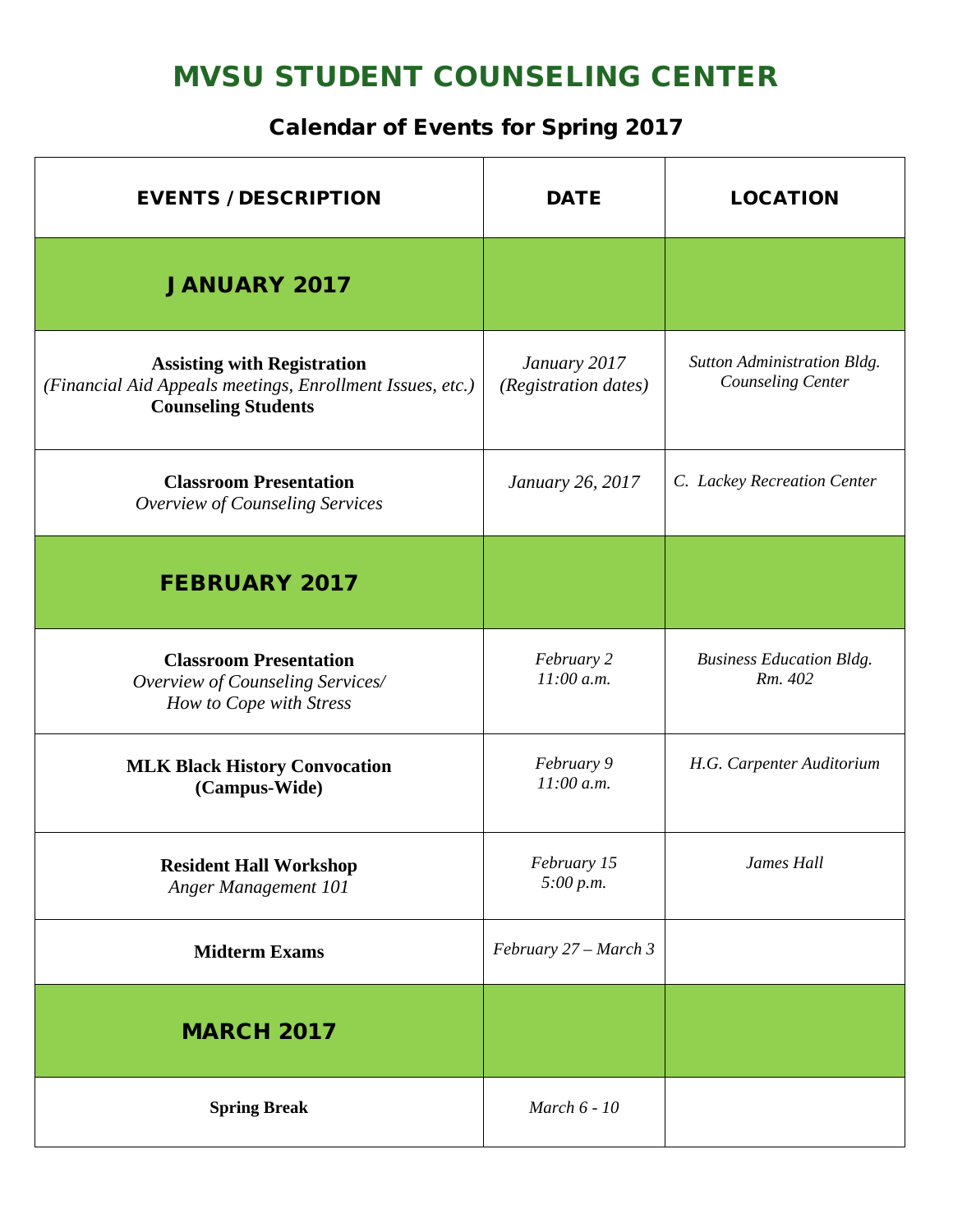# MVSU STUDENT COUNSELING CENTER

## Calendar of Events for Spring 2017

| EVENTS / DESCRIPTION | DATE | LOCATION |
|---|---|---|
| **JANUARY 2017** | | |
| **Assisting with Registration** *(Financial Aid Appeals meetings, Enrollment Issues, etc.)* **Counseling Students** | *January 2017 (Registration dates)* | *Sutton Administration Bldg. Counseling Center* |
| **Classroom Presentation** *Overview of Counseling Services* | *January 26, 2017* | *C. Lackey Recreation Center* |
| **FEBRUARY 2017** | | |
| **Classroom Presentation** *Overview of Counseling Services/ How to Cope with Stress* | *February 2 11:00 a.m.* | *Business Education Bldg. Rm. 402* |
| **MLK Black History Convocation (Campus-Wide)** | *February 9 11:00 a.m.* | *H.G. Carpenter Auditorium* |
| **Resident Hall Workshop** *Anger Management 101* | *February 15 5:00 p.m.* | *James Hall* |
| **Midterm Exams** | *February 27 – March 3* | |
| **MARCH 2017** | | |
| **Spring Break** | *March 6 - 10* | |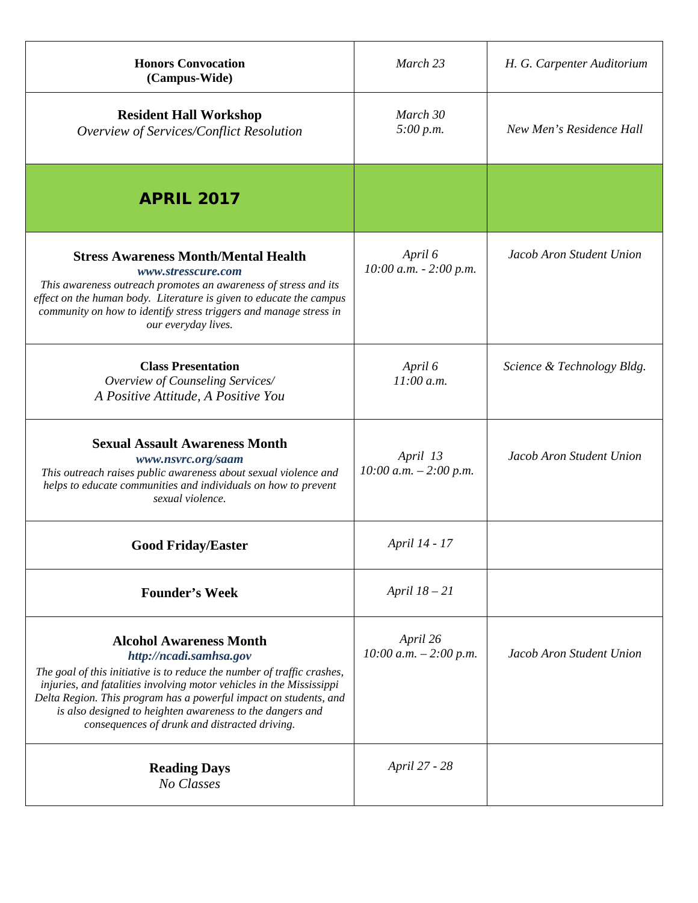| **Honors Convocation (Campus-Wide)** | *March 23* | *H. G. Carpenter Auditorium* |
|---|---|---|
| **Resident Hall Workshop**<br>*Overview of Services/Conflict Resolution* | *March 30*<br>*5:00 p.m.* | *New Men's Residence Hall* |
| **APRIL 2017** | | |
| **Stress Awareness Month/Mental Health**<br>***www.stresscure.com***<br>*This awareness outreach promotes an awareness of stress and its effect on the human body. Literature is given to educate the campus community on how to identify stress triggers and manage stress in our everyday lives.* | *April 6*<br>*10:00 a.m. - 2:00 p.m.* | *Jacob Aron Student Union* |
| **Class Presentation**<br>*Overview of Counseling Services/*<br>*A Positive Attitude, A Positive You* | *April 6*<br>*11:00 a.m.* | *Science & Technology Bldg.* |
| **Sexual Assault Awareness Month**<br>***www.nsvrc.org/saam***<br>*This outreach raises public awareness about sexual violence and helps to educate communities and individuals on how to prevent sexual violence.* | *April 13*<br>*10:00 a.m. – 2:00 p.m.* | *Jacob Aron Student Union* |
| **Good Friday/Easter** | *April 14 - 17* | |
| **Founder's Week** | *April 18 – 21* | |
| **Alcohol Awareness Month**<br>***http://ncadi.samhsa.gov***<br>*The goal of this initiative is to reduce the number of traffic crashes, injuries, and fatalities involving motor vehicles in the Mississippi Delta Region. This program has a powerful impact on students, and is also designed to heighten awareness to the dangers and consequences of drunk and distracted driving.* | *April 26*<br>*10:00 a.m. – 2:00 p.m.* | *Jacob Aron Student Union* |
| **Reading Days**<br>*No Classes* | *April 27 - 28* | |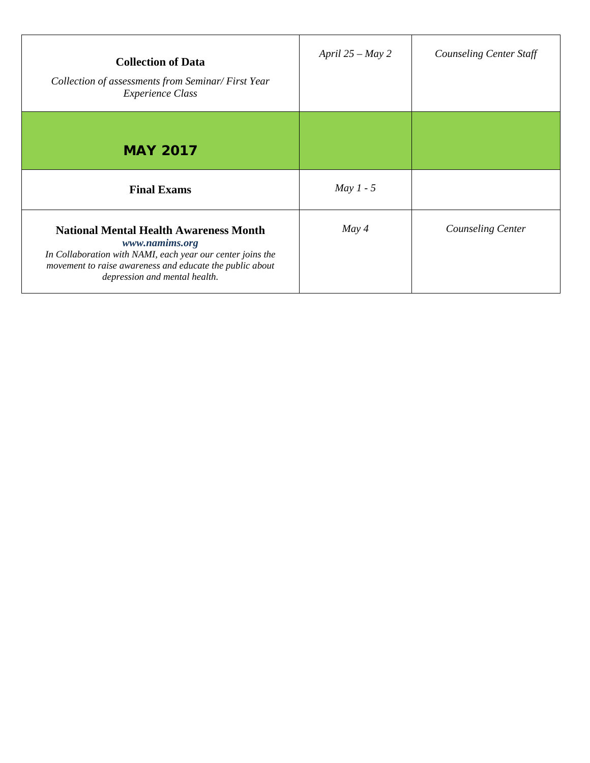| | | |
|---|---|---|
| **Collection of Data**<br>*Collection of assessments from Seminar/ First Year Experience Class* | *April 25 – May 2* | *Counseling Center Staff* |
| **MAY 2017** | | |
| **Final Exams** | *May 1 - 5* | |
| **National Mental Health Awareness Month**<br>***www.namims.org***<br>*In Collaboration with NAMI, each year our center joins the movement to raise awareness and educate the public about depression and mental health.* | *May 4* | *Counseling Center* |